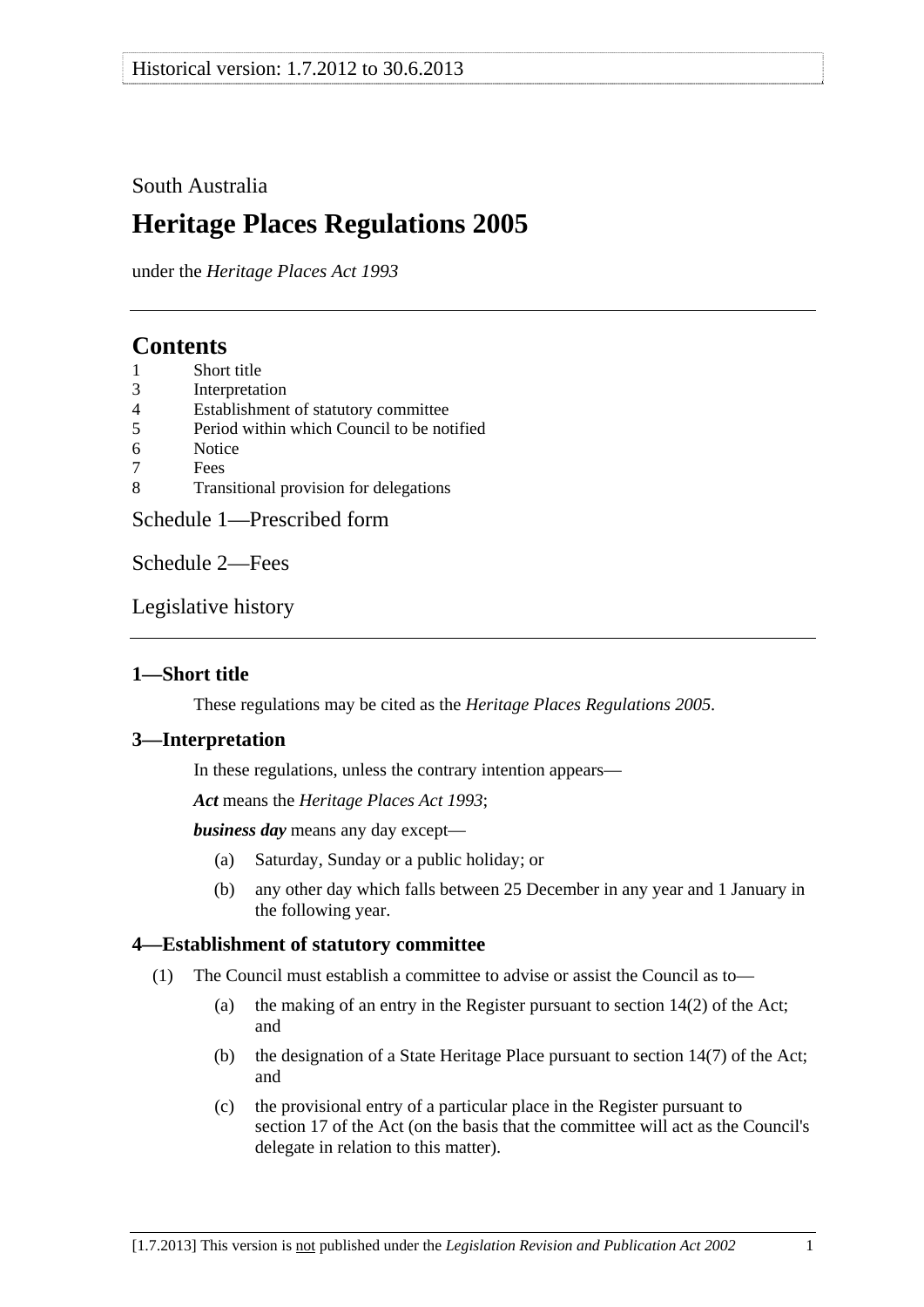South Australia

# Heritage Places Regulations 2005

under the *Heritage Places Act 1993*

## Contents

1 Short title
3 Interpretation
4 Establishment of statutory committee
5 Period within which Council to be notified
6 Notice
7 Fees
8 Transitional provision for delegations

Schedule 1—Prescribed form

Schedule 2—Fees

Legislative history

### 1—Short title

These regulations may be cited as the *Heritage Places Regulations 2005*.

### 3—Interpretation

In these regulations, unless the contrary intention appears—

***Act*** means the *Heritage Places Act 1993*;

***business day*** means any day except—

(a) Saturday, Sunday or a public holiday; or

(b) any other day which falls between 25 December in any year and 1 January in the following year.

### 4—Establishment of statutory committee

(1) The Council must establish a committee to advise or assist the Council as to—

(a) the making of an entry in the Register pursuant to section 14(2) of the Act; and

(b) the designation of a State Heritage Place pursuant to section 14(7) of the Act; and

(c) the provisional entry of a particular place in the Register pursuant to section 17 of the Act (on the basis that the committee will act as the Council's delegate in relation to this matter).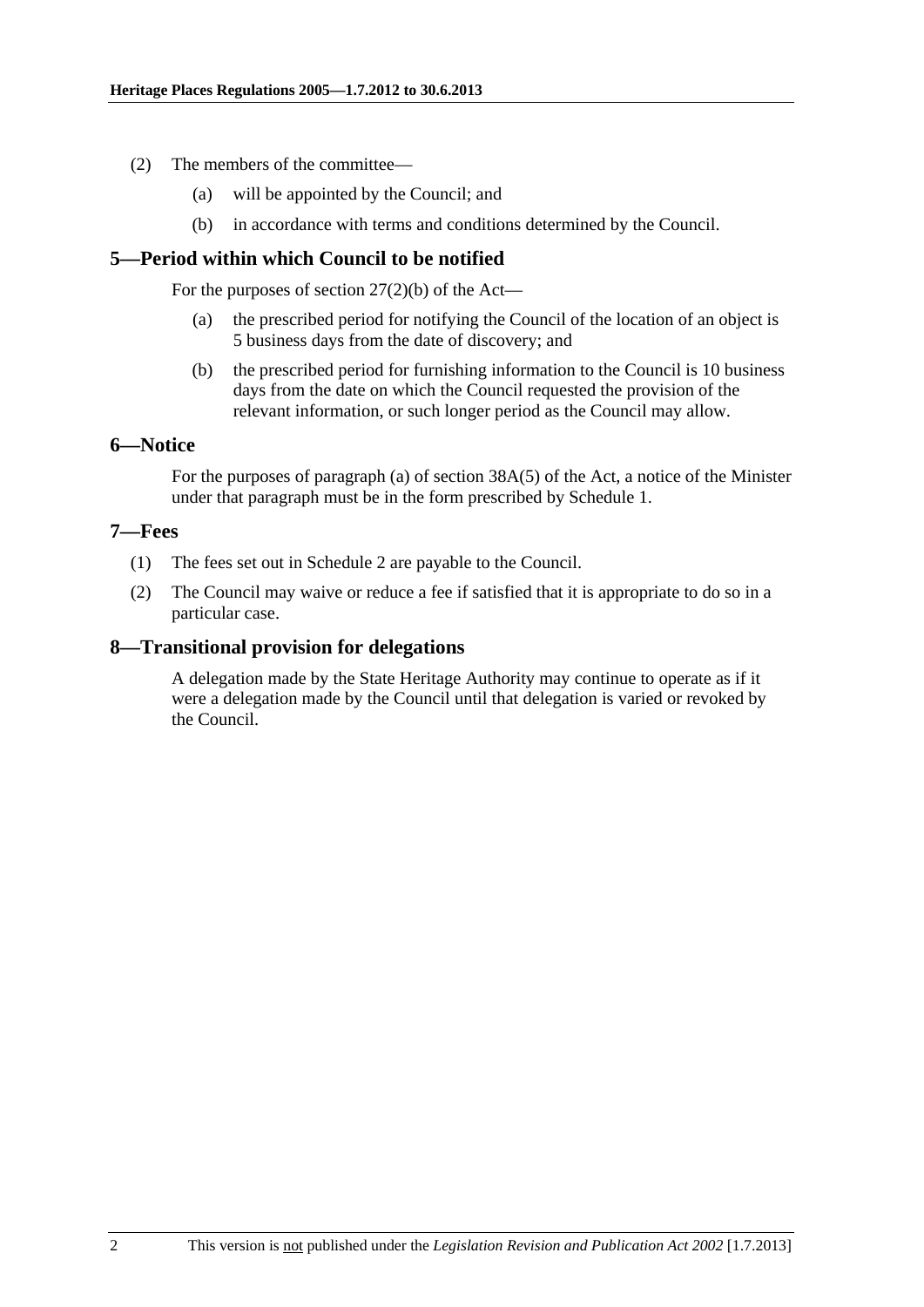(2) The members of the committee—

(a) will be appointed by the Council; and

(b) in accordance with terms and conditions determined by the Council.

## 5—Period within which Council to be notified

For the purposes of section 27(2)(b) of the Act—

(a) the prescribed period for notifying the Council of the location of an object is 5 business days from the date of discovery; and

(b) the prescribed period for furnishing information to the Council is 10 business days from the date on which the Council requested the provision of the relevant information, or such longer period as the Council may allow.

## 6—Notice

For the purposes of paragraph (a) of section 38A(5) of the Act, a notice of the Minister under that paragraph must be in the form prescribed by Schedule 1.

## 7—Fees

(1) The fees set out in Schedule 2 are payable to the Council.

(2) The Council may waive or reduce a fee if satisfied that it is appropriate to do so in a particular case.

## 8—Transitional provision for delegations

A delegation made by the State Heritage Authority may continue to operate as if it were a delegation made by the Council until that delegation is varied or revoked by the Council.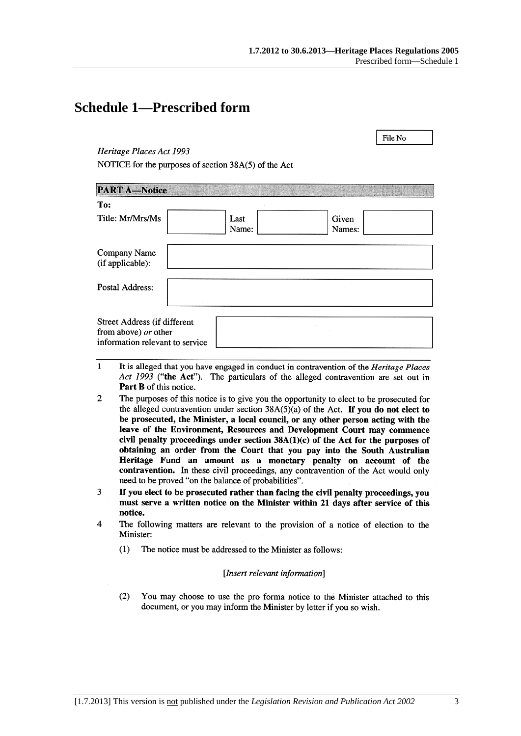# Schedule 1—Prescribed form

File No

*Heritage Places Act 1993*

NOTICE for the purposes of section 38A(5) of the Act

**PART A—Notice**

**To:**

| Title: Mr/Mrs/Ms | | Last Name: | | Given Names: | |
|---|---|---|---|---|---|

Company Name (if applicable):

Postal Address:

Street Address (if different from above) *or* other information relevant to service

1 It is alleged that you have engaged in conduct in contravention of the *Heritage Places Act 1993* ("**the Act**"). The particulars of the alleged contravention are set out in **Part B** of this notice.

2 The purposes of this notice is to give you the opportunity to elect to be prosecuted for the alleged contravention under section 38A(5)(a) of the Act. **If you do not elect to be prosecuted, the Minister, a local council, or any other person acting with the leave of the Environment, Resources and Development Court may commence civil penalty proceedings under section 38A(1)(c) of the Act for the purposes of obtaining an order from the Court that you pay into the South Australian Heritage Fund an amount as a monetary penalty on account of the contravention.** In these civil proceedings, any contravention of the Act would only need to be proved "on the balance of probabilities".

3 **If you elect to be prosecuted rather than facing the civil penalty proceedings, you must serve a written notice on the Minister within 21 days after service of this notice.**

4 The following matters are relevant to the provision of a notice of election to the Minister:

(1) The notice must be addressed to the Minister as follows:

[*Insert relevant information*]

(2) You may choose to use the pro forma notice to the Minister attached to this document, or you may inform the Minister by letter if you so wish.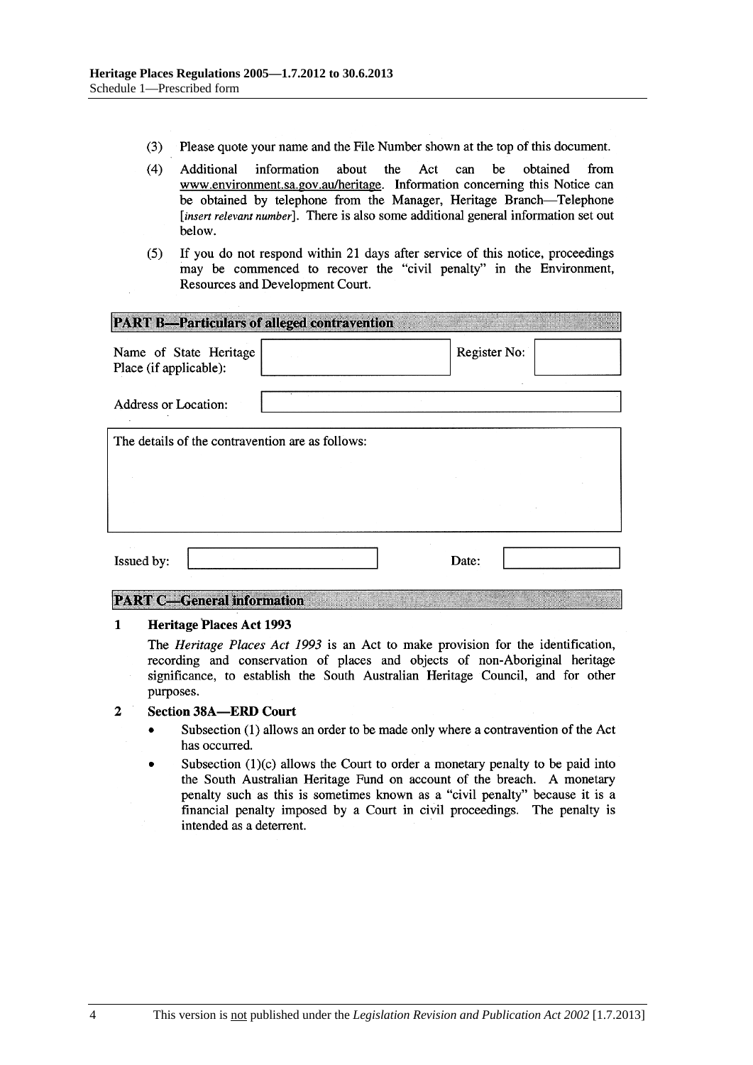(3) Please quote your name and the File Number shown at the top of this document.

(4) Additional information about the Act can be obtained from www.environment.sa.gov.au/heritage. Information concerning this Notice can be obtained by telephone from the Manager, Heritage Branch—Telephone [*insert relevant number*]. There is also some additional general information set out below.

(5) If you do not respond within 21 days after service of this notice, proceedings may be commenced to recover the "civil penalty" in the Environment, Resources and Development Court.

## PART B—Particulars of alleged contravention

| Name of State Heritage Place (if applicable): | | Register No: | |
|---|---|---|---|
| Address or Location: | | | |

The details of the contravention are as follows:

| Issued by: | | Date: | |
|---|---|---|---|

## PART C—General information

**1 Heritage Places Act 1993**

The *Heritage Places Act 1993* is an Act to make provision for the identification, recording and conservation of places and objects of non-Aboriginal heritage significance, to establish the South Australian Heritage Council, and for other purposes.

**2 Section 38A—ERD Court**

- Subsection (1) allows an order to be made only where a contravention of the Act has occurred.
- Subsection (1)(c) allows the Court to order a monetary penalty to be paid into the South Australian Heritage Fund on account of the breach. A monetary penalty such as this is sometimes known as a "civil penalty" because it is a financial penalty imposed by a Court in civil proceedings. The penalty is intended as a deterrent.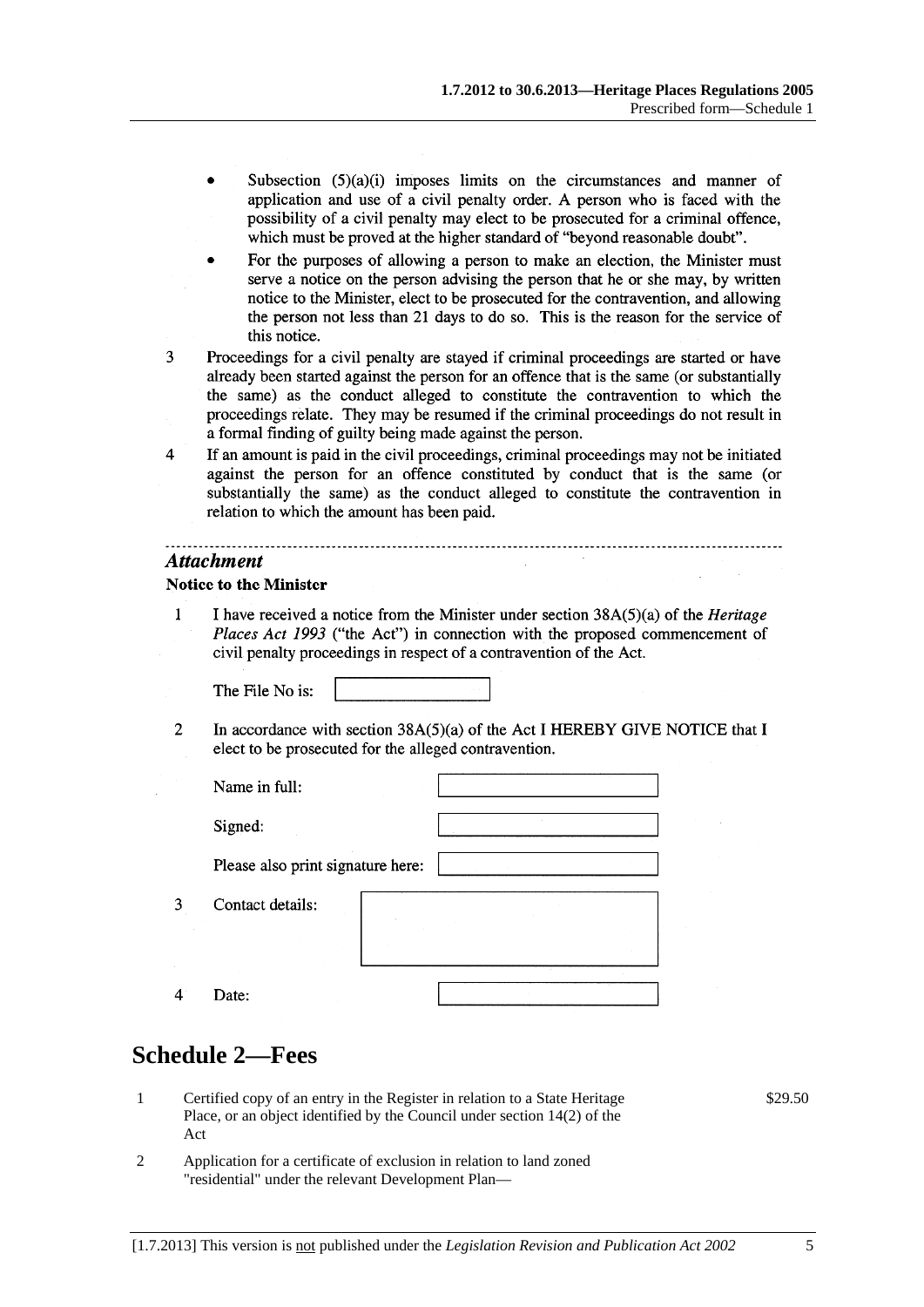- Subsection (5)(a)(i) imposes limits on the circumstances and manner of application and use of a civil penalty order. A person who is faced with the possibility of a civil penalty may elect to be prosecuted for a criminal offence, which must be proved at the higher standard of "beyond reasonable doubt".
- For the purposes of allowing a person to make an election, the Minister must serve a notice on the person advising the person that he or she may, by written notice to the Minister, elect to be prosecuted for the contravention, and allowing the person not less than 21 days to do so. This is the reason for the service of this notice.

3 Proceedings for a civil penalty are stayed if criminal proceedings are started or have already been started against the person for an offence that is the same (or substantially the same) as the conduct alleged to constitute the contravention to which the proceedings relate. They may be resumed if the criminal proceedings do not result in a formal finding of guilty being made against the person.

4 If an amount is paid in the civil proceedings, criminal proceedings may not be initiated against the person for an offence constituted by conduct that is the same (or substantially the same) as the conduct alleged to constitute the contravention in relation to which the amount has been paid.

---

***Attachment***

**Notice to the Minister**

1 I have received a notice from the Minister under section 38A(5)(a) of the *Heritage Places Act 1993* ("the Act") in connection with the proposed commencement of civil penalty proceedings in respect of a contravention of the Act.

The File No is: ____________

2 In accordance with section 38A(5)(a) of the Act I HEREBY GIVE NOTICE that I elect to be prosecuted for the alleged contravention.

Name in full: ____________

Signed: ____________

Please also print signature here: ____________

3 Contact details: ____________

4 Date: ____________

# Schedule 2—Fees

| | | |
|---|---|---|
| 1 | Certified copy of an entry in the Register in relation to a State Heritage Place, or an object identified by the Council under section 14(2) of the Act | $29.50 |
| 2 | Application for a certificate of exclusion in relation to land zoned "residential" under the relevant Development Plan— | |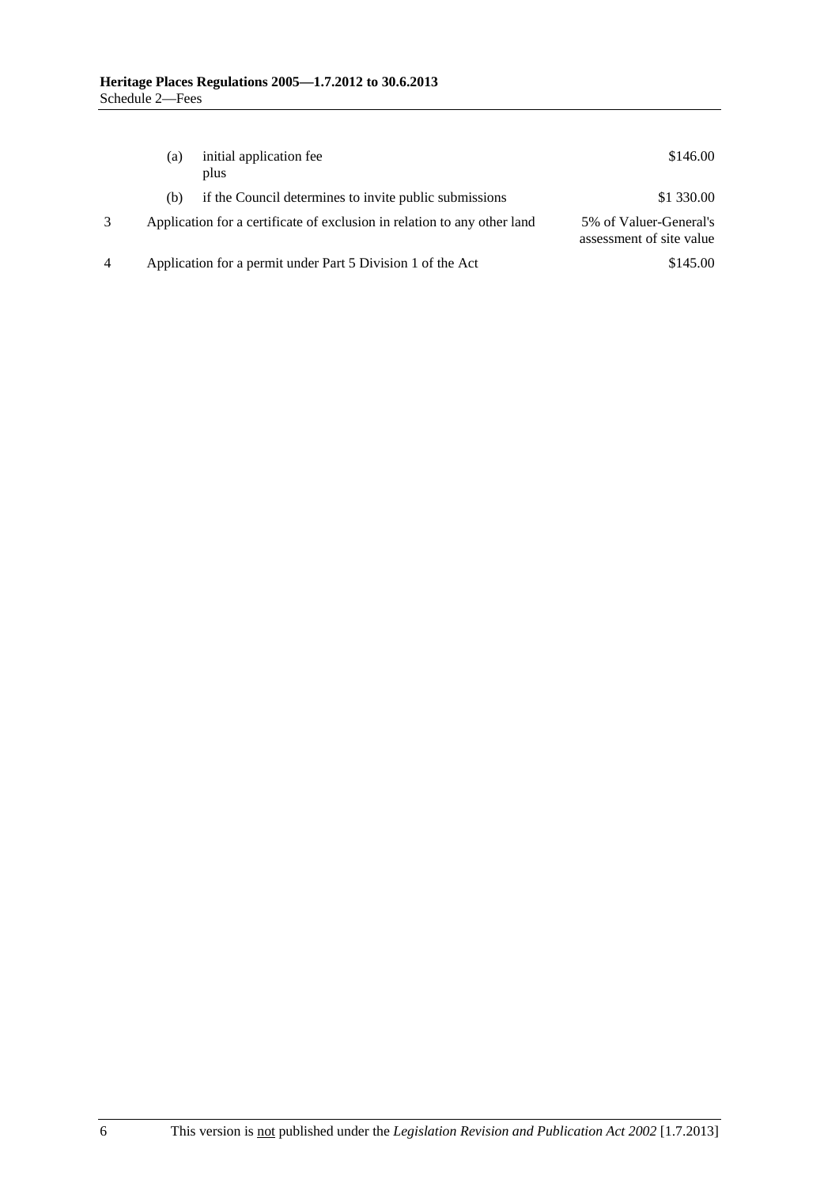| | | | |
|---|---|---|---|
| | (a) | initial application fee<br>plus | \$146.00 |
| | (b) | if the Council determines to invite public submissions | \$1 330.00 |
| 3 | Application for a certificate of exclusion in relation to any other land | | 5% of Valuer-General's assessment of site value |
| 4 | Application for a permit under Part 5 Division 1 of the Act | | \$145.00 |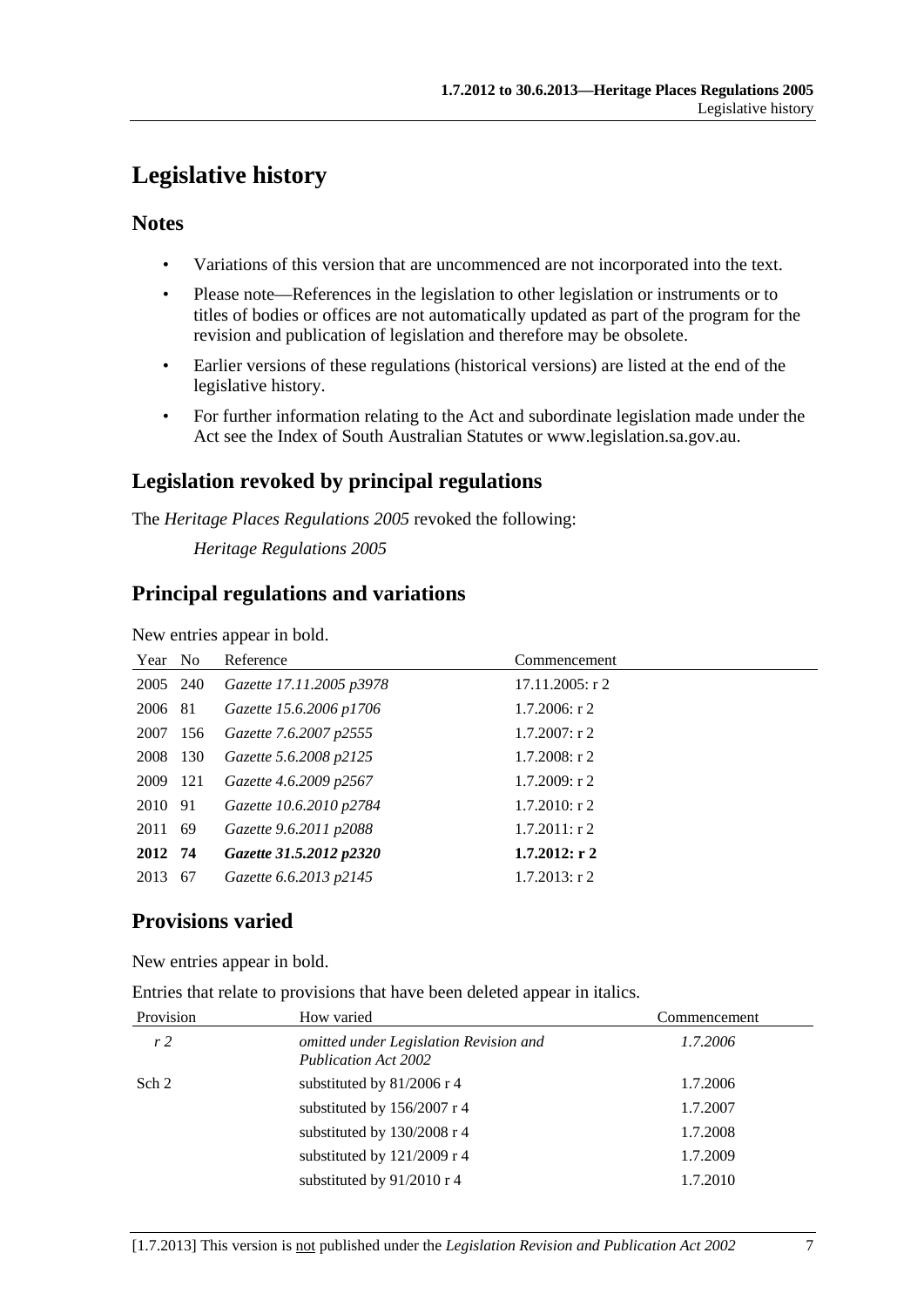# Legislative history

## Notes

- Variations of this version that are uncommenced are not incorporated into the text.
- Please note—References in the legislation to other legislation or instruments or to titles of bodies or offices are not automatically updated as part of the program for the revision and publication of legislation and therefore may be obsolete.
- Earlier versions of these regulations (historical versions) are listed at the end of the legislative history.
- For further information relating to the Act and subordinate legislation made under the Act see the Index of South Australian Statutes or www.legislation.sa.gov.au.

## Legislation revoked by principal regulations

The *Heritage Places Regulations 2005* revoked the following:

*Heritage Regulations 2005*

## Principal regulations and variations

New entries appear in bold.

| Year | No | Reference | Commencement |
|---|---|---|---|
| 2005 | 240 | *Gazette 17.11.2005 p3978* | 17.11.2005: r 2 |
| 2006 | 81 | *Gazette 15.6.2006 p1706* | 1.7.2006: r 2 |
| 2007 | 156 | *Gazette 7.6.2007 p2555* | 1.7.2007: r 2 |
| 2008 | 130 | *Gazette 5.6.2008 p2125* | 1.7.2008: r 2 |
| 2009 | 121 | *Gazette 4.6.2009 p2567* | 1.7.2009: r 2 |
| 2010 | 91 | *Gazette 10.6.2010 p2784* | 1.7.2010: r 2 |
| 2011 | 69 | *Gazette 9.6.2011 p2088* | 1.7.2011: r 2 |
| **2012** | **74** | ***Gazette 31.5.2012 p2320*** | **1.7.2012: r 2** |
| 2013 | 67 | *Gazette 6.6.2013 p2145* | 1.7.2013: r 2 |

## Provisions varied

New entries appear in bold.

Entries that relate to provisions that have been deleted appear in italics.

| Provision | How varied | Commencement |
|---|---|---|
| *r 2* | *omitted under Legislation Revision and Publication Act 2002* | *1.7.2006* |
| Sch 2 | substituted by 81/2006 r 4 | 1.7.2006 |
| | substituted by 156/2007 r 4 | 1.7.2007 |
| | substituted by 130/2008 r 4 | 1.7.2008 |
| | substituted by 121/2009 r 4 | 1.7.2009 |
| | substituted by 91/2010 r 4 | 1.7.2010 |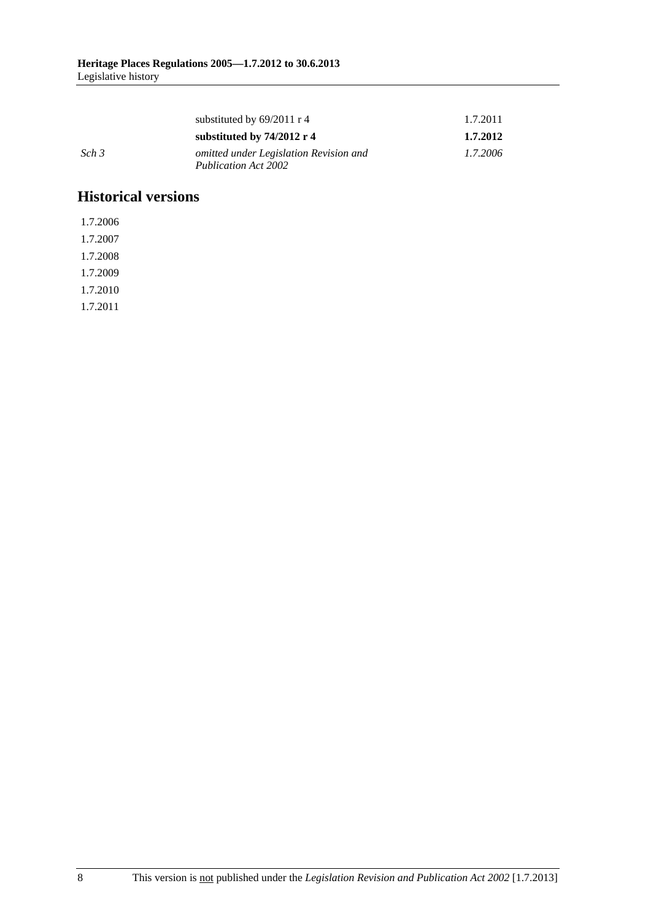| | | |
|---|---|---|
| | substituted by 69/2011 r 4 | 1.7.2011 |
| | **substituted by 74/2012 r 4** | **1.7.2012** |
| *Sch 3* | *omitted under Legislation Revision and Publication Act 2002* | *1.7.2006* |

## Historical versions

1.7.2006

1.7.2007

1.7.2008

1.7.2009

1.7.2010

1.7.2011